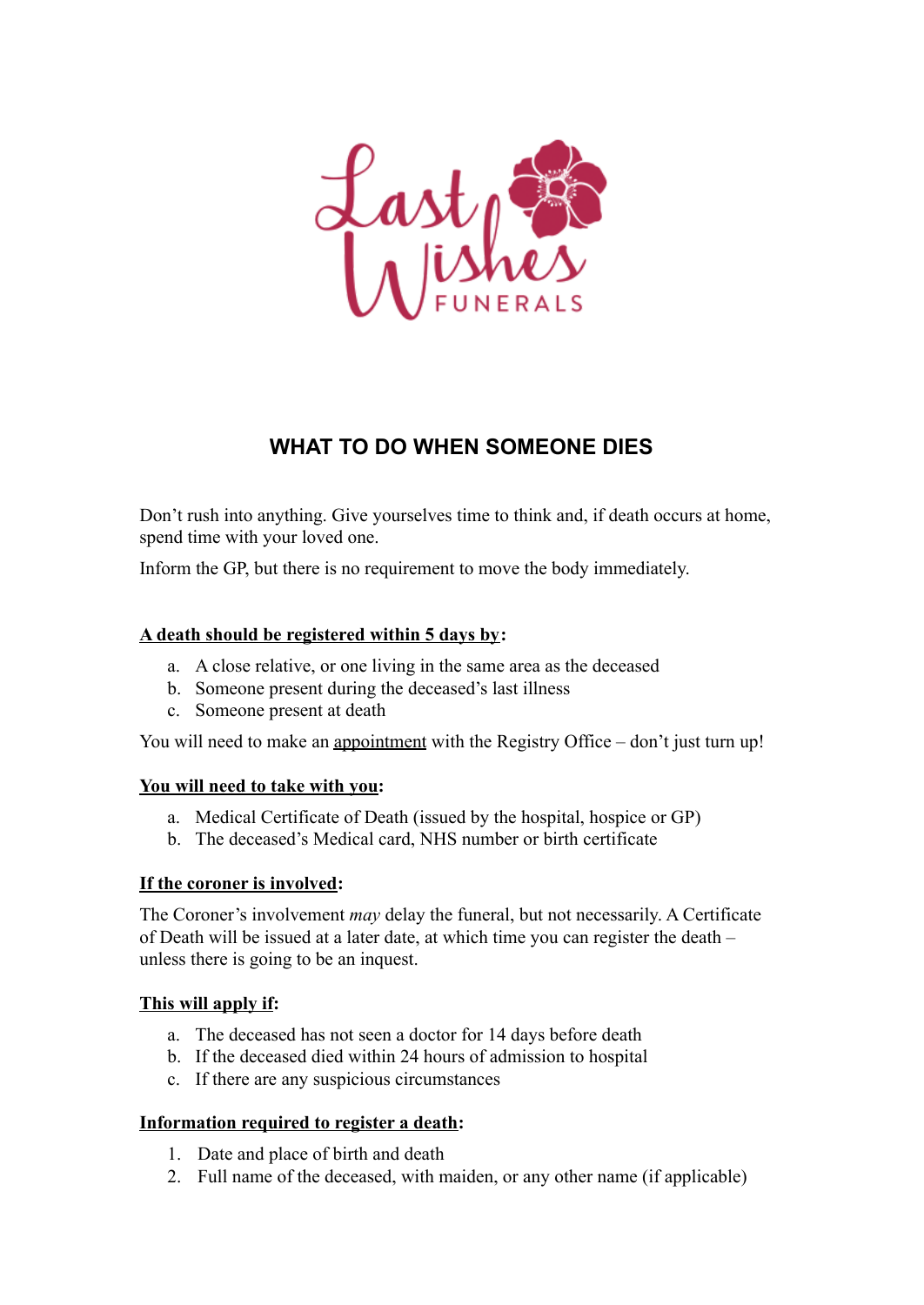Last Wishes FUNERALS

# WHAT TO DO WHEN SOMEONE DIES

Don't rush into anything. Give yourselves time to think and, if death occurs at home, spend time with your loved one.

Inform the GP, but there is no requirement to move the body immediately.

**A death should be registered within 5 days by:**

a. A close relative, or one living in the same area as the deceased
b. Someone present during the deceased's last illness
c. Someone present at death

You will need to make an appointment with the Registry Office – don't just turn up!

**You will need to take with you:**

a. Medical Certificate of Death (issued by the hospital, hospice or GP)
b. The deceased's Medical card, NHS number or birth certificate

**If the coroner is involved:**

The Coroner's involvement *may* delay the funeral, but not necessarily. A Certificate of Death will be issued at a later date, at which time you can register the death – unless there is going to be an inquest.

**This will apply if:**

a. The deceased has not seen a doctor for 14 days before death
b. If the deceased died within 24 hours of admission to hospital
c. If there are any suspicious circumstances

**Information required to register a death:**

1. Date and place of birth and death
2. Full name of the deceased, with maiden, or any other name (if applicable)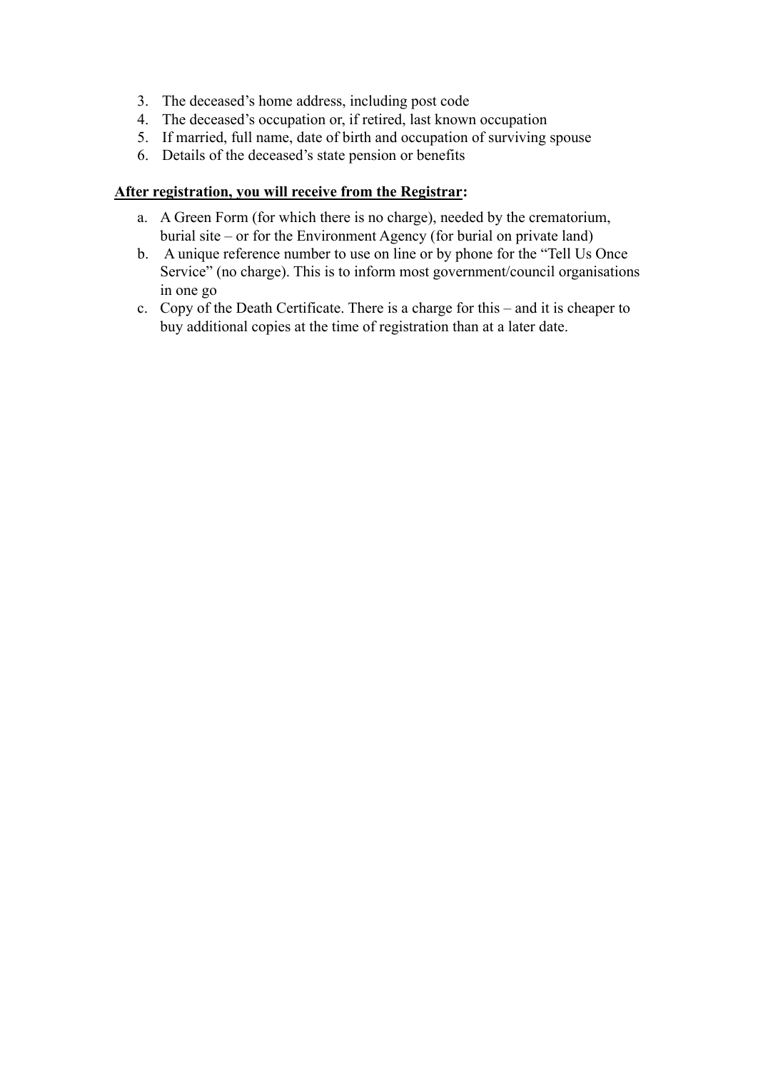3. The deceased's home address, including post code
4. The deceased's occupation or, if retired, last known occupation
5. If married, full name, date of birth and occupation of surviving spouse
6. Details of the deceased's state pension or benefits

**<u>After registration, you will receive from the Registrar</u>:**

a. A Green Form (for which there is no charge), needed by the crematorium, burial site – or for the Environment Agency (for burial on private land)
b. A unique reference number to use on line or by phone for the "Tell Us Once Service" (no charge). This is to inform most government/council organisations in one go
c. Copy of the Death Certificate. There is a charge for this – and it is cheaper to buy additional copies at the time of registration than at a later date.